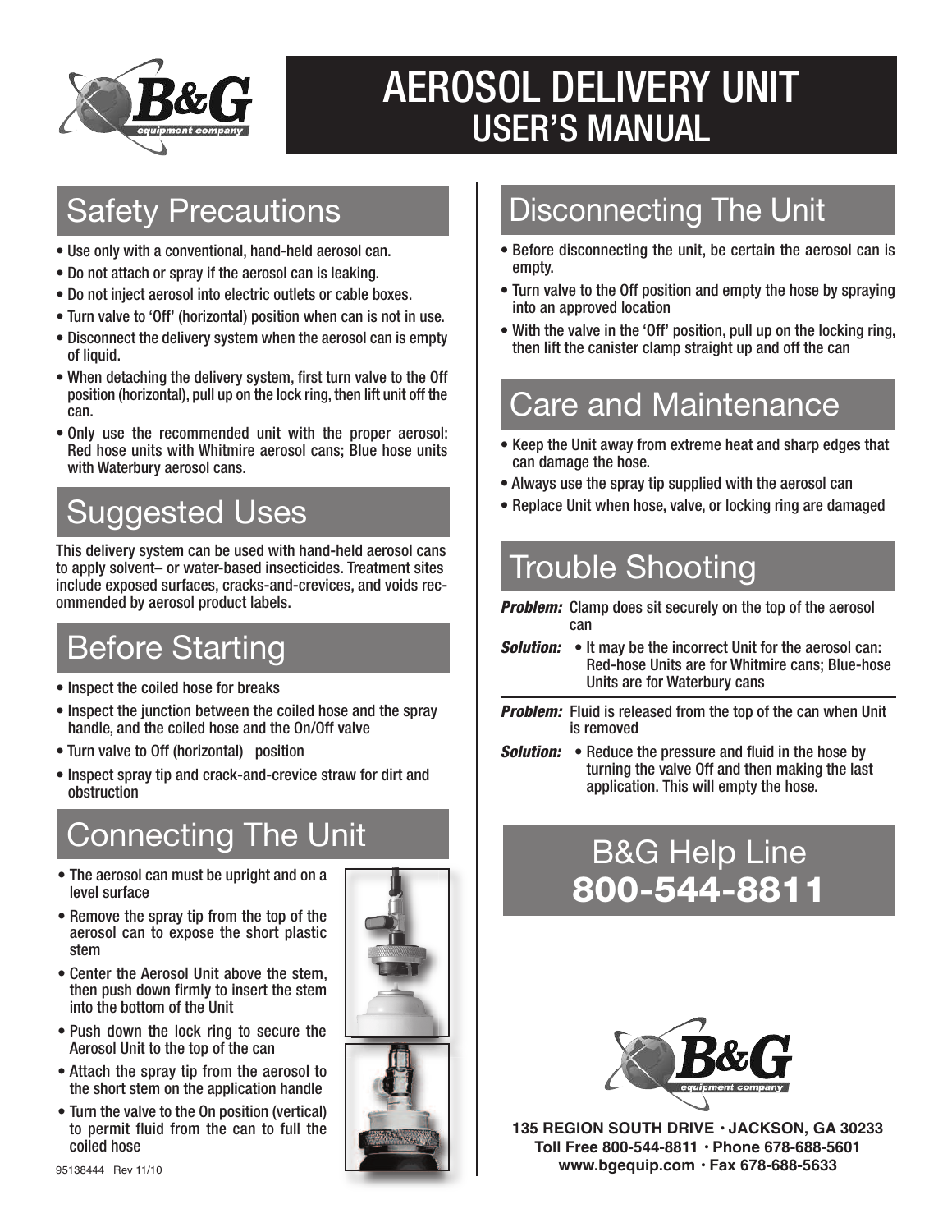# AEROSOL DELIVERY UNIT
## USER'S MANUAL

## Safety Precautions

- Use only with a conventional, hand-held aerosol can.
- Do not attach or spray if the aerosol can is leaking.
- Do not inject aerosol into electric outlets or cable boxes.
- Turn valve to 'Off' (horizontal) position when can is not in use.
- Disconnect the delivery system when the aerosol can is empty of liquid.
- When detaching the delivery system, first turn valve to the Off position (horizontal), pull up on the lock ring, then lift unit off the can.
- Only use the recommended unit with the proper aerosol: Red hose units with Whitmire aerosol cans; Blue hose units with Waterbury aerosol cans.

## Suggested Uses

This delivery system can be used with hand-held aerosol cans to apply solvent– or water-based insecticides. Treatment sites include exposed surfaces, cracks-and-crevices, and voids recommended by aerosol product labels.

## Before Starting

- Inspect the coiled hose for breaks
- Inspect the junction between the coiled hose and the spray handle, and the coiled hose and the On/Off valve
- Turn valve to Off (horizontal) position
- Inspect spray tip and crack-and-crevice straw for dirt and obstruction

## Connecting The Unit

- The aerosol can must be upright and on a level surface
- Remove the spray tip from the top of the aerosol can to expose the short plastic stem
- Center the Aerosol Unit above the stem, then push down firmly to insert the stem into the bottom of the Unit
- Push down the lock ring to secure the Aerosol Unit to the top of the can
- Attach the spray tip from the aerosol to the short stem on the application handle
- Turn the valve to the On position (vertical) to permit fluid from the can to full the coiled hose

95138444 Rev 11/10

## Disconnecting The Unit

- Before disconnecting the unit, be certain the aerosol can is empty.
- Turn valve to the Off position and empty the hose by spraying into an approved location
- With the valve in the 'Off' position, pull up on the locking ring, then lift the canister clamp straight up and off the can

## Care and Maintenance

- Keep the Unit away from extreme heat and sharp edges that can damage the hose.
- Always use the spray tip supplied with the aerosol can
- Replace Unit when hose, valve, or locking ring are damaged

## Trouble Shooting

***Problem:*** Clamp does sit securely on the top of the aerosol can

***Solution:***
- It may be the incorrect Unit for the aerosol can: Red-hose Units are for Whitmire cans; Blue-hose Units are for Waterbury cans

***Problem:*** Fluid is released from the top of the can when Unit is removed

***Solution:***
- Reduce the pressure and fluid in the hose by turning the valve Off and then making the last application. This will empty the hose.

## B&G Help Line
**800-544-8811**

**135 REGION SOUTH DRIVE · JACKSON, GA 30233**
**Toll Free 800-544-8811 · Phone 678-688-5601**
**www.bgequip.com · Fax 678-688-5633**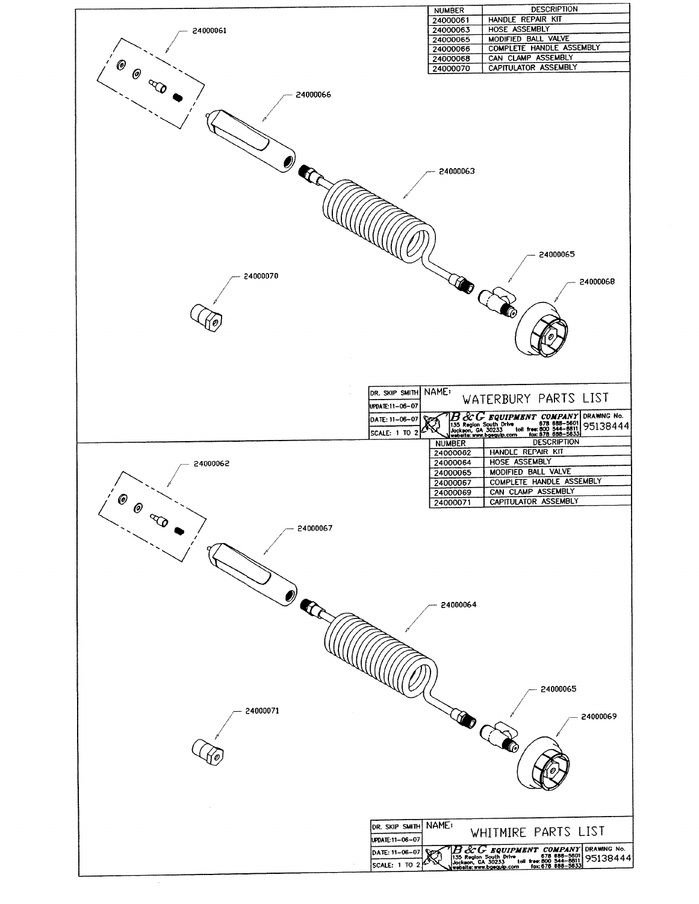| NUMBER | DESCRIPTION |
|---|---|
| 24000061 | HANDLE REPAIR KIT |
| 24000063 | HOSE ASSEMBLY |
| 24000065 | MODIFIED BALL VALVE |
| 24000066 | COMPLETE HANDLE ASSEMBLY |
| 24000068 | CAN CLAMP ASSEMBLY |
| 24000070 | CAPITULATOR ASSEMBLY |

24000061

24000066

24000063

24000065

24000068

24000070

| | | | |
|---|---|---|---|
| DR. SKIP SMITH | NAME: WATERBURY PARTS LIST | | |
| UPDATE: 11-06-07 | | | |
| DATE: 11-06-07 | B & G EQUIPMENT COMPANY 135 Region South Drive Jackson, GA 30233 website: www.bgequip.com 678 688-5601 toll free: 800 544-8811 fax: 678 688-5633 | DRAWING No. 95138444 | |
| SCALE: 1 TO 2 | | | |

| NUMBER | DESCRIPTION |
|---|---|
| 24000062 | HANDLE REPAIR KIT |
| 24000064 | HOSE ASSEMBLY |
| 24000065 | MODIFIED BALL VALVE |
| 24000067 | COMPLETE HANDLE ASSEMBLY |
| 24000069 | CAN CLAMP ASSEMBLY |
| 24000071 | CAPITULATOR ASSEMBLY |

24000062

24000067

24000064

24000065

24000069

24000071

| | | | |
|---|---|---|---|
| DR. SKIP SMITH | NAME: WHITMIRE PARTS LIST | | |
| UPDATE: 11-06-07 | | | |
| DATE: 11-06-07 | B & G EQUIPMENT COMPANY 135 Region South Drive Jackson, GA 30233 website: www.bgequip.com 678 688-5601 toll free: 800 544-8811 fax: 678 688-5633 | DRAWING No. 95138444 | |
| SCALE: 1 TO 2 | | | |